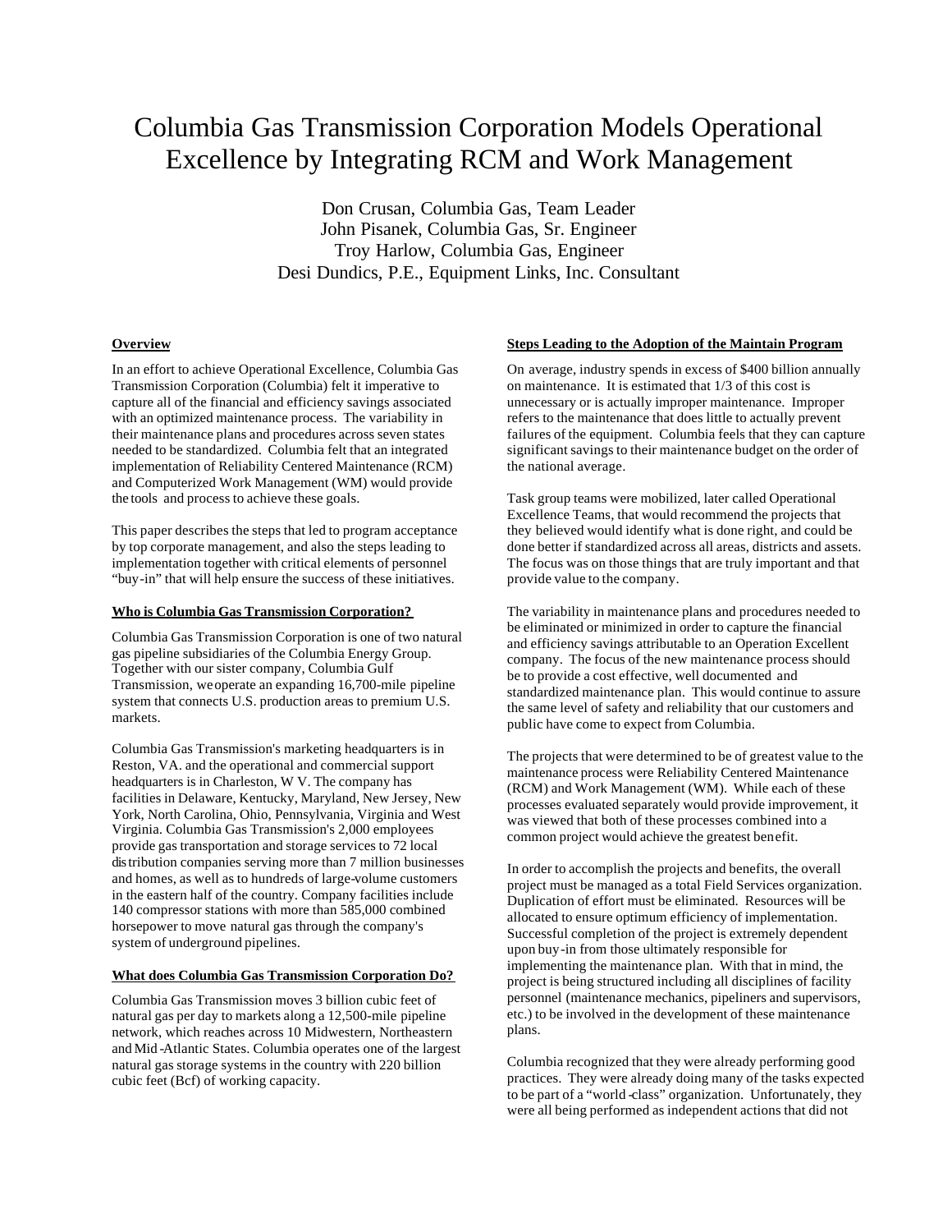# Columbia Gas Transmission Corporation Models Operational Excellence by Integrating RCM and Work Management

Don Crusan, Columbia Gas, Team Leader
John Pisanek, Columbia Gas, Sr. Engineer
Troy Harlow, Columbia Gas, Engineer
Desi Dundics, P.E., Equipment Links, Inc. Consultant

## Overview

In an effort to achieve Operational Excellence, Columbia Gas Transmission Corporation (Columbia) felt it imperative to capture all of the financial and efficiency savings associated with an optimized maintenance process. The variability in their maintenance plans and procedures across seven states needed to be standardized. Columbia felt that an integrated implementation of Reliability Centered Maintenance (RCM) and Computerized Work Management (WM) would provide the tools and process to achieve these goals.

This paper describes the steps that led to program acceptance by top corporate management, and also the steps leading to implementation together with critical elements of personnel "buy-in" that will help ensure the success of these initiatives.

## Who is Columbia Gas Transmission Corporation?

Columbia Gas Transmission Corporation is one of two natural gas pipeline subsidiaries of the Columbia Energy Group. Together with our sister company, Columbia Gulf Transmission, we operate an expanding 16,700-mile pipeline system that connects U.S. production areas to premium U.S. markets.

Columbia Gas Transmission's marketing headquarters is in Reston, VA. and the operational and commercial support headquarters is in Charleston, W V. The company has facilities in Delaware, Kentucky, Maryland, New Jersey, New York, North Carolina, Ohio, Pennsylvania, Virginia and West Virginia. Columbia Gas Transmission's 2,000 employees provide gas transportation and storage services to 72 local distribution companies serving more than 7 million businesses and homes, as well as to hundreds of large-volume customers in the eastern half of the country. Company facilities include 140 compressor stations with more than 585,000 combined horsepower to move natural gas through the company's system of underground pipelines.

## What does Columbia Gas Transmission Corporation Do?

Columbia Gas Transmission moves 3 billion cubic feet of natural gas per day to markets along a 12,500-mile pipeline network, which reaches across 10 Midwestern, Northeastern and Mid-Atlantic States. Columbia operates one of the largest natural gas storage systems in the country with 220 billion cubic feet (Bcf) of working capacity.

## Steps Leading to the Adoption of the Maintain Program

On average, industry spends in excess of $400 billion annually on maintenance. It is estimated that 1/3 of this cost is unnecessary or is actually improper maintenance. Improper refers to the maintenance that does little to actually prevent failures of the equipment. Columbia feels that they can capture significant savings to their maintenance budget on the order of the national average.

Task group teams were mobilized, later called Operational Excellence Teams, that would recommend the projects that they believed would identify what is done right, and could be done better if standardized across all areas, districts and assets. The focus was on those things that are truly important and that provide value to the company.

The variability in maintenance plans and procedures needed to be eliminated or minimized in order to capture the financial and efficiency savings attributable to an Operation Excellent company. The focus of the new maintenance process should be to provide a cost effective, well documented and standardized maintenance plan. This would continue to assure the same level of safety and reliability that our customers and public have come to expect from Columbia.

The projects that were determined to be of greatest value to the maintenance process were Reliability Centered Maintenance (RCM) and Work Management (WM). While each of these processes evaluated separately would provide improvement, it was viewed that both of these processes combined into a common project would achieve the greatest benefit.

In order to accomplish the projects and benefits, the overall project must be managed as a total Field Services organization. Duplication of effort must be eliminated. Resources will be allocated to ensure optimum efficiency of implementation. Successful completion of the project is extremely dependent upon buy-in from those ultimately responsible for implementing the maintenance plan. With that in mind, the project is being structured including all disciplines of facility personnel (maintenance mechanics, pipeliners and supervisors, etc.) to be involved in the development of these maintenance plans.

Columbia recognized that they were already performing good practices. They were already doing many of the tasks expected to be part of a "world-class" organization. Unfortunately, they were all being performed as independent actions that did not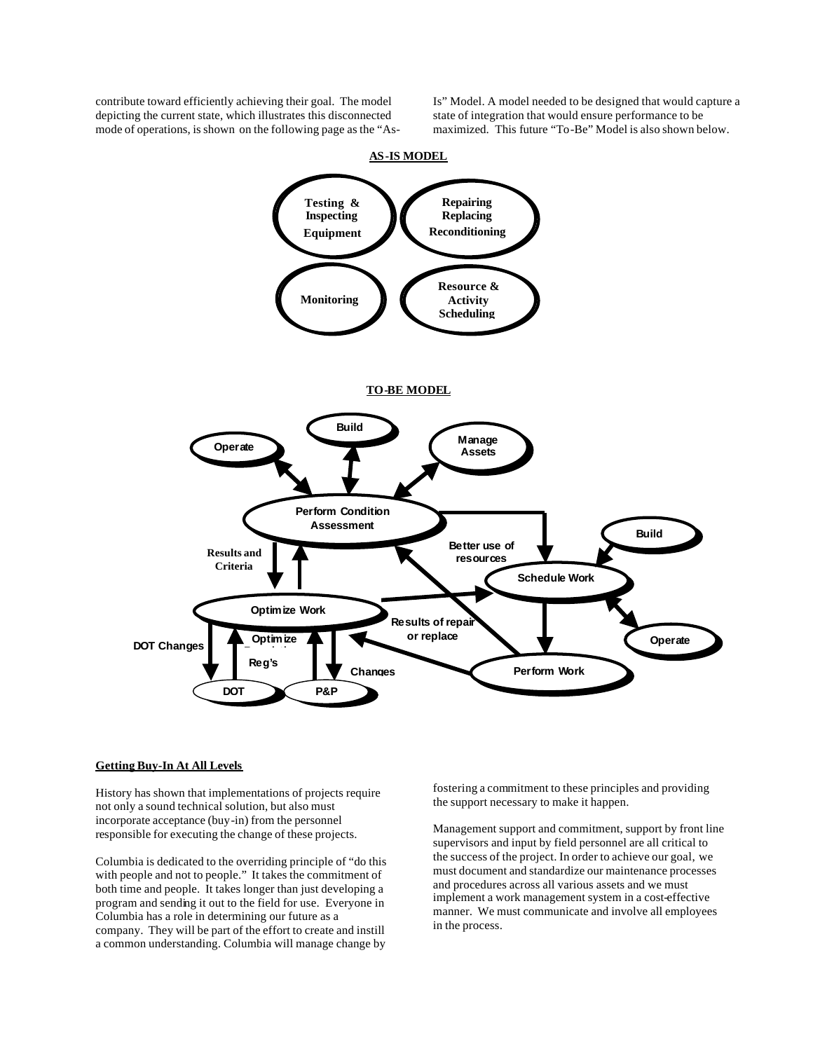contribute toward efficiently achieving their goal. The model depicting the current state, which illustrates this disconnected mode of operations, is shown on the following page as the "As-Is" Model. A model needed to be designed that would capture a state of integration that would ensure performance to be maximized. This future "To-Be" Model is also shown below.

**AS-IS MODEL**

- Testing & Inspecting Equipment
- Repairing Replacing Reconditioning
- Monitoring
- Resource & Activity Scheduling

**TO-BE MODEL**

- Operate, Build, Manage Assets ↔ Perform Condition Assessment
- Perform Condition Assessment → Schedule Work (Better use of resources)
- Perform Condition Assessment ↔ Optimize Work (Results and Criteria)
- Build → Schedule Work
- Schedule Work ↔ Operate
- Optimize Work → Schedule Work
- Schedule Work → Perform Work
- Perform Work → Perform Condition Assessment (Results of repair or replace)
- Perform Work → Optimize Work
- Optimize Work ↔ DOT (DOT Changes; Optimize Reg's)
- Optimize Work ↔ P&P (Changes)

## Getting Buy-In At All Levels

History has shown that implementations of projects require not only a sound technical solution, but also must incorporate acceptance (buy-in) from the personnel responsible for executing the change of these projects.

Columbia is dedicated to the overriding principle of "do this with people and not to people." It takes the commitment of both time and people. It takes longer than just developing a program and sending it out to the field for use. Everyone in Columbia has a role in determining our future as a company. They will be part of the effort to create and instill a common understanding. Columbia will manage change by fostering a commitment to these principles and providing the support necessary to make it happen.

Management support and commitment, support by front line supervisors and input by field personnel are all critical to the success of the project. In order to achieve our goal, we must document and standardize our maintenance processes and procedures across all various assets and we must implement a work management system in a cost-effective manner. We must communicate and involve all employees in the process.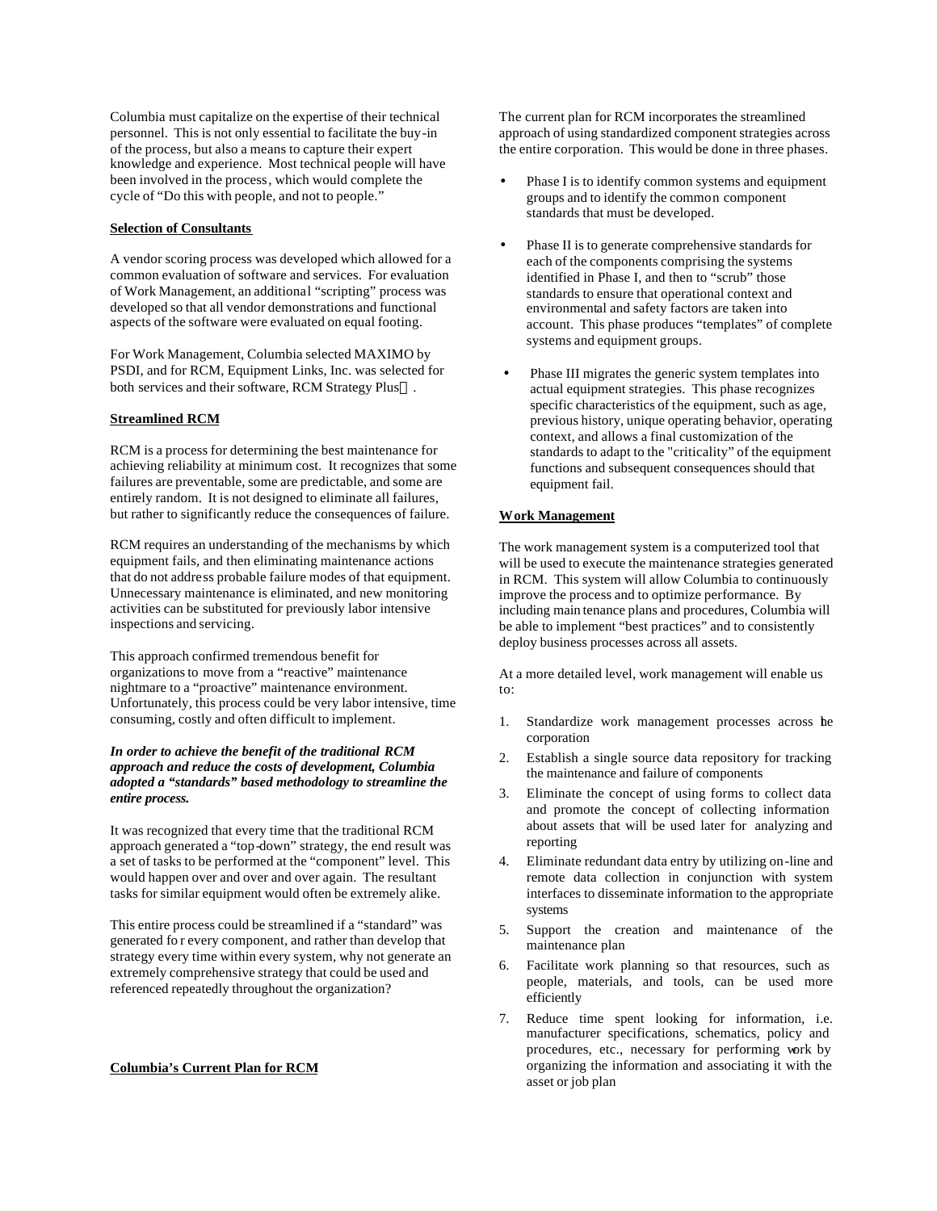Columbia must capitalize on the expertise of their technical personnel. This is not only essential to facilitate the buy-in of the process, but also a means to capture their expert knowledge and experience. Most technical people will have been involved in the process, which would complete the cycle of "Do this with people, and not to people."

**Selection of Consultants**

A vendor scoring process was developed which allowed for a common evaluation of software and services. For evaluation of Work Management, an additional "scripting" process was developed so that all vendor demonstrations and functional aspects of the software were evaluated on equal footing.

For Work Management, Columbia selected MAXIMO by PSDI, and for RCM, Equipment Links, Inc. was selected for both services and their software, RCM Strategy Plus™.

**Streamlined RCM**

RCM is a process for determining the best maintenance for achieving reliability at minimum cost. It recognizes that some failures are preventable, some are predictable, and some are entirely random. It is not designed to eliminate all failures, but rather to significantly reduce the consequences of failure.

RCM requires an understanding of the mechanisms by which equipment fails, and then eliminating maintenance actions that do not address probable failure modes of that equipment. Unnecessary maintenance is eliminated, and new monitoring activities can be substituted for previously labor intensive inspections and servicing.

This approach confirmed tremendous benefit for organizations to move from a "reactive" maintenance nightmare to a "proactive" maintenance environment. Unfortunately, this process could be very labor intensive, time consuming, costly and often difficult to implement.

***In order to achieve the benefit of the traditional RCM approach and reduce the costs of development, Columbia adopted a "standards" based methodology to streamline the entire process.***

It was recognized that every time that the traditional RCM approach generated a "top-down" strategy, the end result was a set of tasks to be performed at the "component" level. This would happen over and over and over again. The resultant tasks for similar equipment would often be extremely alike.

This entire process could be streamlined if a "standard" was generated for every component, and rather than develop that strategy every time within every system, why not generate an extremely comprehensive strategy that could be used and referenced repeatedly throughout the organization?

**Columbia's Current Plan for RCM**

The current plan for RCM incorporates the streamlined approach of using standardized component strategies across the entire corporation. This would be done in three phases.

- Phase I is to identify common systems and equipment groups and to identify the common component standards that must be developed.
- Phase II is to generate comprehensive standards for each of the components comprising the systems identified in Phase I, and then to "scrub" those standards to ensure that operational context and environmental and safety factors are taken into account. This phase produces "templates" of complete systems and equipment groups.
- Phase III migrates the generic system templates into actual equipment strategies. This phase recognizes specific characteristics of the equipment, such as age, previous history, unique operating behavior, operating context, and allows a final customization of the standards to adapt to the "criticality" of the equipment functions and subsequent consequences should that equipment fail.

**Work Management**

The work management system is a computerized tool that will be used to execute the maintenance strategies generated in RCM. This system will allow Columbia to continuously improve the process and to optimize performance. By including maintenance plans and procedures, Columbia will be able to implement "best practices" and to consistently deploy business processes across all assets.

At a more detailed level, work management will enable us to:

1. Standardize work management processes across the corporation
2. Establish a single source data repository for tracking the maintenance and failure of components
3. Eliminate the concept of using forms to collect data and promote the concept of collecting information about assets that will be used later for analyzing and reporting
4. Eliminate redundant data entry by utilizing on-line and remote data collection in conjunction with system interfaces to disseminate information to the appropriate systems
5. Support the creation and maintenance of the maintenance plan
6. Facilitate work planning so that resources, such as people, materials, and tools, can be used more efficiently
7. Reduce time spent looking for information, i.e. manufacturer specifications, schematics, policy and procedures, etc., necessary for performing work by organizing the information and associating it with the asset or job plan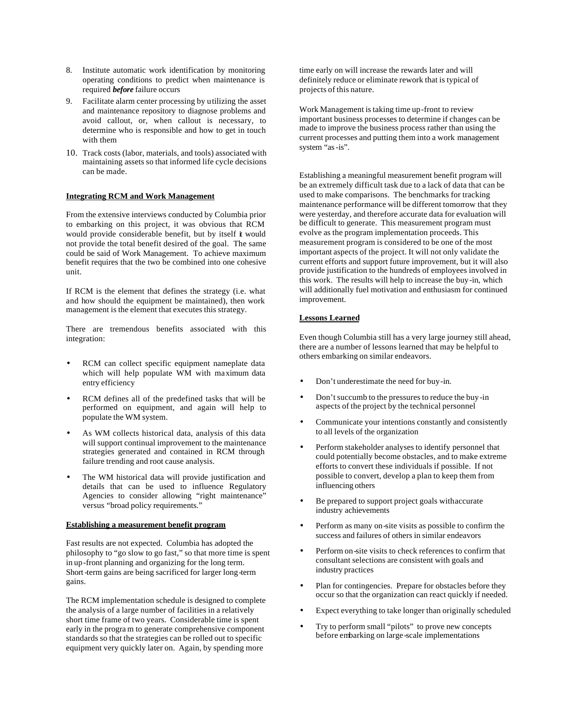8. Institute automatic work identification by monitoring operating conditions to predict when maintenance is required ***before*** failure occurs
9. Facilitate alarm center processing by utilizing the asset and maintenance repository to diagnose problems and avoid callout, or, when callout is necessary, to determine who is responsible and how to get in touch with them
10. Track costs (labor, materials, and tools) associated with maintaining assets so that informed life cycle decisions can be made.

**Integrating RCM and Work Management**

From the extensive interviews conducted by Columbia prior to embarking on this project, it was obvious that RCM would provide considerable benefit, but by itself it would not provide the total benefit desired of the goal. The same could be said of Work Management. To achieve maximum benefit requires that the two be combined into one cohesive unit.

If RCM is the element that defines the strategy (i.e. what and how should the equipment be maintained), then work management is the element that executes this strategy.

There are tremendous benefits associated with this integration:

- RCM can collect specific equipment nameplate data which will help populate WM with maximum data entry efficiency
- RCM defines all of the predefined tasks that will be performed on equipment, and again will help to populate the WM system.
- As WM collects historical data, analysis of this data will support continual improvement to the maintenance strategies generated and contained in RCM through failure trending and root cause analysis.
- The WM historical data will provide justification and details that can be used to influence Regulatory Agencies to consider allowing "right maintenance" versus "broad policy requirements."

**Establishing a measurement benefit program**

Fast results are not expected. Columbia has adopted the philosophy to "go slow to go fast," so that more time is spent in up-front planning and organizing for the long term. Short-term gains are being sacrificed for larger long-term gains.

The RCM implementation schedule is designed to complete the analysis of a large number of facilities in a relatively short time frame of two years. Considerable time is spent early in the program to generate comprehensive component standards so that the strategies can be rolled out to specific equipment very quickly later on. Again, by spending more time early on will increase the rewards later and will definitely reduce or eliminate rework that is typical of projects of this nature.

Work Management is taking time up-front to review important business processes to determine if changes can be made to improve the business process rather than using the current processes and putting them into a work management system "as-is".

Establishing a meaningful measurement benefit program will be an extremely difficult task due to a lack of data that can be used to make comparisons. The benchmarks for tracking maintenance performance will be different tomorrow that they were yesterday, and therefore accurate data for evaluation will be difficult to generate. This measurement program must evolve as the program implementation proceeds. This measurement program is considered to be one of the most important aspects of the project. It will not only validate the current efforts and support future improvement, but it will also provide justification to the hundreds of employees involved in this work. The results will help to increase the buy-in, which will additionally fuel motivation and enthusiasm for continued improvement.

**Lessons Learned**

Even though Columbia still has a very large journey still ahead, there are a number of lessons learned that may be helpful to others embarking on similar endeavors.

- Don't underestimate the need for buy-in.
- Don't succumb to the pressures to reduce the buy-in aspects of the project by the technical personnel
- Communicate your intentions constantly and consistently to all levels of the organization
- Perform stakeholder analyses to identify personnel that could potentially become obstacles, and to make extreme efforts to convert these individuals if possible. If not possible to convert, develop a plan to keep them from influencing others
- Be prepared to support project goals with accurate industry achievements
- Perform as many on-site visits as possible to confirm the success and failures of others in similar endeavors
- Perform on-site visits to check references to confirm that consultant selections are consistent with goals and industry practices
- Plan for contingencies. Prepare for obstacles before they occur so that the organization can react quickly if needed.
- Expect everything to take longer than originally scheduled
- Try to perform small "pilots" to prove new concepts before embarking on large-scale implementations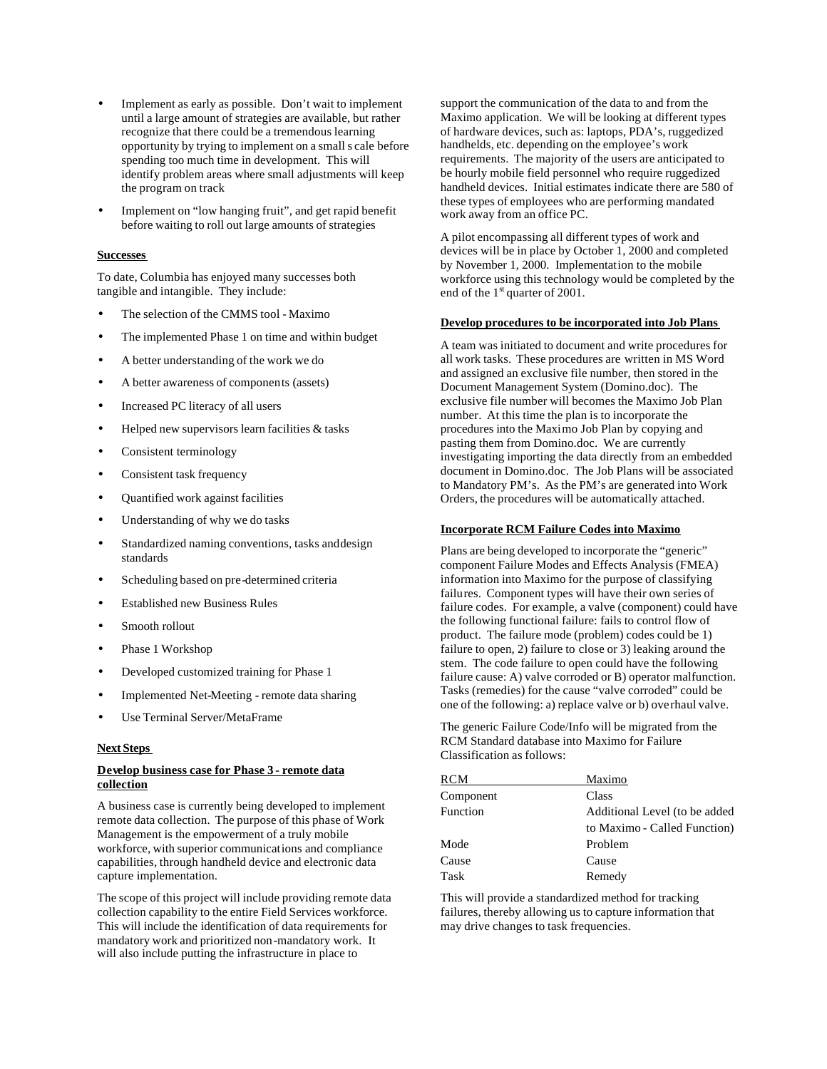- Implement as early as possible. Don't wait to implement until a large amount of strategies are available, but rather recognize that there could be a tremendous learning opportunity by trying to implement on a small s cale before spending too much time in development. This will identify problem areas where small adjustments will keep the program on track
- Implement on "low hanging fruit", and get rapid benefit before waiting to roll out large amounts of strategies

**Successes**

To date, Columbia has enjoyed many successes both tangible and intangible. They include:

- The selection of the CMMS tool - Maximo
- The implemented Phase 1 on time and within budget
- A better understanding of the work we do
- A better awareness of components (assets)
- Increased PC literacy of all users
- Helped new supervisors learn facilities & tasks
- Consistent terminology
- Consistent task frequency
- Quantified work against facilities
- Understanding of why we do tasks
- Standardized naming conventions, tasks anddesign standards
- Scheduling based on pre-determined criteria
- Established new Business Rules
- Smooth rollout
- Phase 1 Workshop
- Developed customized training for Phase 1
- Implemented Net-Meeting - remote data sharing
- Use Terminal Server/MetaFrame

**Next Steps**

**Develop business case for Phase 3 - remote data collection**

A business case is currently being developed to implement remote data collection. The purpose of this phase of Work Management is the empowerment of a truly mobile workforce, with superior communications and compliance capabilities, through handheld device and electronic data capture implementation.

The scope of this project will include providing remote data collection capability to the entire Field Services workforce. This will include the identification of data requirements for mandatory work and prioritized non-mandatory work. It will also include putting the infrastructure in place to support the communication of the data to and from the Maximo application. We will be looking at different types of hardware devices, such as: laptops, PDA's, ruggedized handhelds, etc. depending on the employee's work requirements. The majority of the users are anticipated to be hourly mobile field personnel who require ruggedized handheld devices. Initial estimates indicate there are 580 of these types of employees who are performing mandated work away from an office PC.

A pilot encompassing all different types of work and devices will be in place by October 1, 2000 and completed by November 1, 2000. Implementation to the mobile workforce using this technology would be completed by the end of the 1st quarter of 2001.

**Develop procedures to be incorporated into Job Plans**

A team was initiated to document and write procedures for all work tasks. These procedures are written in MS Word and assigned an exclusive file number, then stored in the Document Management System (Domino.doc). The exclusive file number will becomes the Maximo Job Plan number. At this time the plan is to incorporate the procedures into the Maximo Job Plan by copying and pasting them from Domino.doc. We are currently investigating importing the data directly from an embedded document in Domino.doc. The Job Plans will be associated to Mandatory PM's. As the PM's are generated into Work Orders, the procedures will be automatically attached.

**Incorporate RCM Failure Codes into Maximo**

Plans are being developed to incorporate the "generic" component Failure Modes and Effects Analysis (FMEA) information into Maximo for the purpose of classifying failures. Component types will have their own series of failure codes. For example, a valve (component) could have the following functional failure: fails to control flow of product. The failure mode (problem) codes could be 1) failure to open, 2) failure to close or 3) leaking around the stem. The code failure to open could have the following failure cause: A) valve corroded or B) operator malfunction. Tasks (remedies) for the cause "valve corroded" could be one of the following: a) replace valve or b) overhaul valve.

The generic Failure Code/Info will be migrated from the RCM Standard database into Maximo for Failure Classification as follows:

| RCM | Maximo |
|---|---|
| Component | Class |
| Function | Additional Level (to be added to Maximo - Called Function) |
| Mode | Problem |
| Cause | Cause |
| Task | Remedy |

This will provide a standardized method for tracking failures, thereby allowing us to capture information that may drive changes to task frequencies.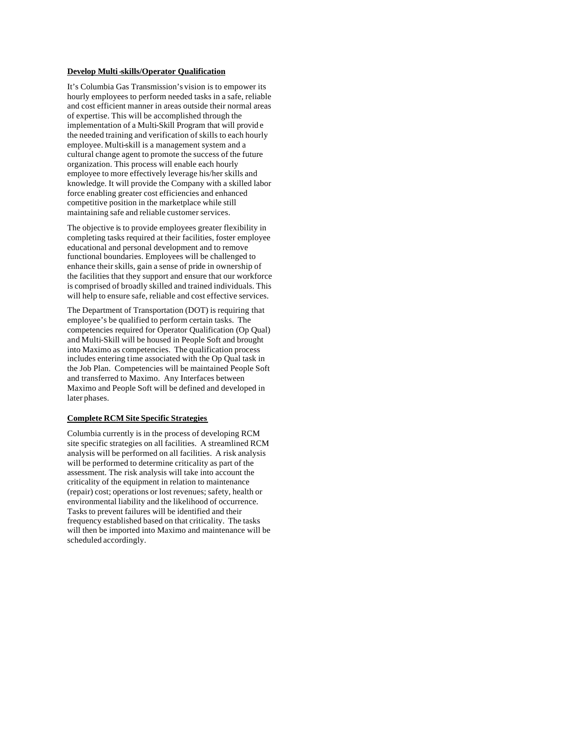**Develop Multi-skills/Operator Qualification**

It's Columbia Gas Transmission's vision is to empower its hourly employees to perform needed tasks in a safe, reliable and cost efficient manner in areas outside their normal areas of expertise. This will be accomplished through the implementation of a Multi-Skill Program that will provide the needed training and verification of skills to each hourly employee. Multi-skill is a management system and a cultural change agent to promote the success of the future organization. This process will enable each hourly employee to more effectively leverage his/her skills and knowledge. It will provide the Company with a skilled labor force enabling greater cost efficiencies and enhanced competitive position in the marketplace while still maintaining safe and reliable customer services.

The objective is to provide employees greater flexibility in completing tasks required at their facilities, foster employee educational and personal development and to remove functional boundaries. Employees will be challenged to enhance their skills, gain a sense of pride in ownership of the facilities that they support and ensure that our workforce is comprised of broadly skilled and trained individuals. This will help to ensure safe, reliable and cost effective services.

The Department of Transportation (DOT) is requiring that employee's be qualified to perform certain tasks. The competencies required for Operator Qualification (Op Qual) and Multi-Skill will be housed in People Soft and brought into Maximo as competencies. The qualification process includes entering time associated with the Op Qual task in the Job Plan. Competencies will be maintained People Soft and transferred to Maximo. Any Interfaces between Maximo and People Soft will be defined and developed in later phases.

**Complete RCM Site Specific Strategies**

Columbia currently is in the process of developing RCM site specific strategies on all facilities. A streamlined RCM analysis will be performed on all facilities. A risk analysis will be performed to determine criticality as part of the assessment. The risk analysis will take into account the criticality of the equipment in relation to maintenance (repair) cost; operations or lost revenues; safety, health or environmental liability and the likelihood of occurrence. Tasks to prevent failures will be identified and their frequency established based on that criticality. The tasks will then be imported into Maximo and maintenance will be scheduled accordingly.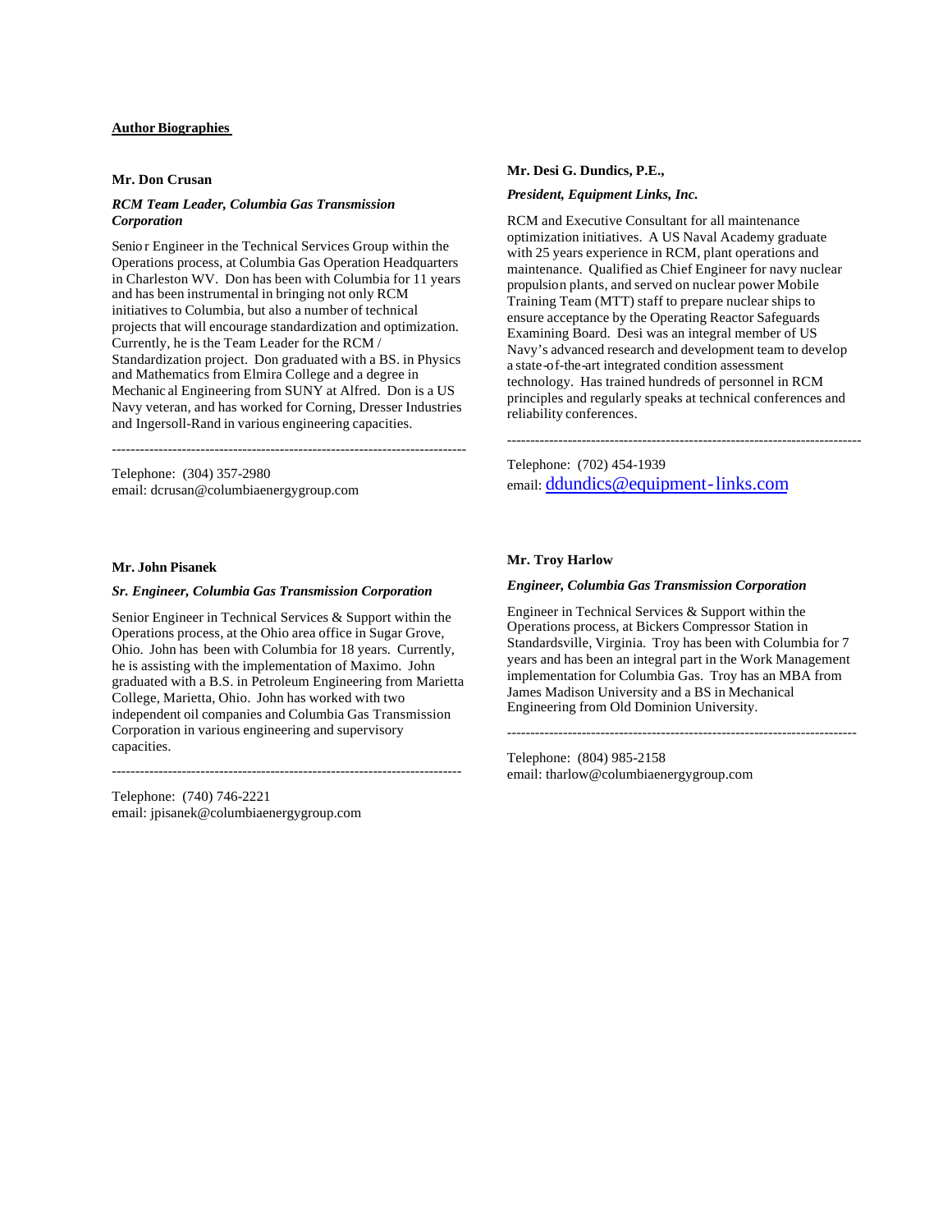**Author Biographies**

**Mr. Don Crusan**

***RCM Team Leader, Columbia Gas Transmission Corporation***

Senior Engineer in the Technical Services Group within the Operations process, at Columbia Gas Operation Headquarters in Charleston WV. Don has been with Columbia for 11 years and has been instrumental in bringing not only RCM initiatives to Columbia, but also a number of technical projects that will encourage standardization and optimization. Currently, he is the Team Leader for the RCM / Standardization project. Don graduated with a BS. in Physics and Mathematics from Elmira College and a degree in Mechanical Engineering from SUNY at Alfred. Don is a US Navy veteran, and has worked for Corning, Dresser Industries and Ingersoll-Rand in various engineering capacities.

---

Telephone: (304) 357-2980
email: dcrusan@columbiaenergygroup.com

**Mr. John Pisanek**

***Sr. Engineer, Columbia Gas Transmission Corporation***

Senior Engineer in Technical Services & Support within the Operations process, at the Ohio area office in Sugar Grove, Ohio. John has been with Columbia for 18 years. Currently, he is assisting with the implementation of Maximo. John graduated with a B.S. in Petroleum Engineering from Marietta College, Marietta, Ohio. John has worked with two independent oil companies and Columbia Gas Transmission Corporation in various engineering and supervisory capacities.

---

Telephone: (740) 746-2221
email: jpisanek@columbiaenergygroup.com

**Mr. Desi G. Dundics, P.E.,**

***President, Equipment Links, Inc.***

RCM and Executive Consultant for all maintenance optimization initiatives. A US Naval Academy graduate with 25 years experience in RCM, plant operations and maintenance. Qualified as Chief Engineer for navy nuclear propulsion plants, and served on nuclear power Mobile Training Team (MTT) staff to prepare nuclear ships to ensure acceptance by the Operating Reactor Safeguards Examining Board. Desi was an integral member of US Navy's advanced research and development team to develop a state-of-the-art integrated condition assessment technology. Has trained hundreds of personnel in RCM principles and regularly speaks at technical conferences and reliability conferences.

---

Telephone: (702) 454-1939
email: ddundics@equipment-links.com

**Mr. Troy Harlow**

***Engineer, Columbia Gas Transmission Corporation***

Engineer in Technical Services & Support within the Operations process, at Bickers Compressor Station in Standardsville, Virginia. Troy has been with Columbia for 7 years and has been an integral part in the Work Management implementation for Columbia Gas. Troy has an MBA from James Madison University and a BS in Mechanical Engineering from Old Dominion University.

---

Telephone: (804) 985-2158
email: tharlow@columbiaenergygroup.com